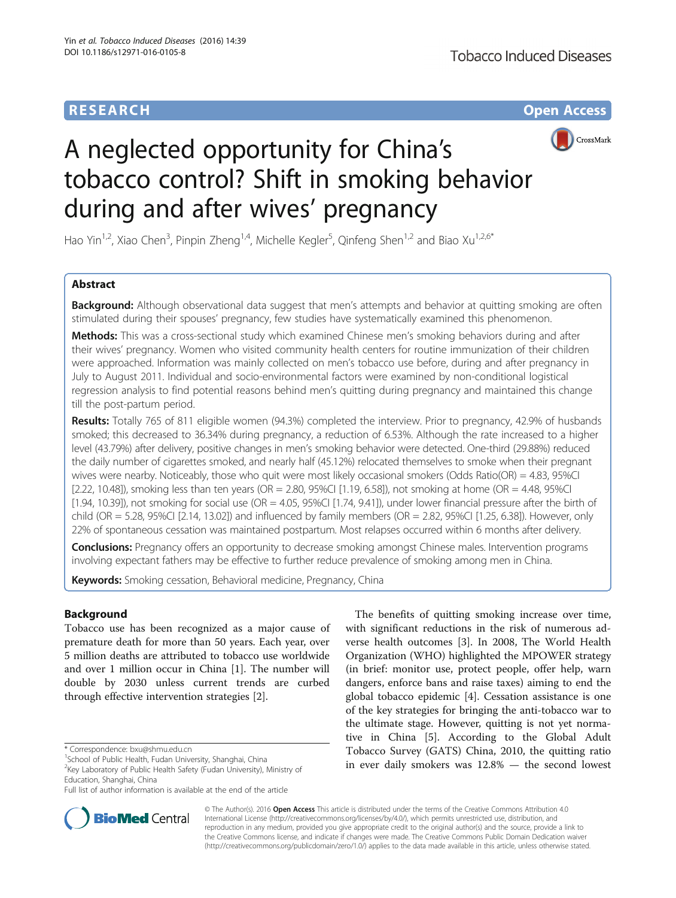RESEARCH **Open Access**

# A neglected opportunity for China's tobacco control? Shift in smoking behavior during and after wives' pregnancy

Hao Yin[1,2], Xiao Chen[3], Pinpin Zheng[1,4], Michelle Kegler[5], Qinfeng Shen[1,2] and Biao Xu[1,2,6*]

## Abstract

**Background:** Although observational data suggest that men's attempts and behavior at quitting smoking are often stimulated during their spouses' pregnancy, few studies have systematically examined this phenomenon.

**Methods:** This was a cross-sectional study which examined Chinese men's smoking behaviors during and after their wives' pregnancy. Women who visited community health centers for routine immunization of their children were approached. Information was mainly collected on men's tobacco use before, during and after pregnancy in July to August 2011. Individual and socio-environmental factors were examined by non-conditional logistical regression analysis to find potential reasons behind men's quitting during pregnancy and maintained this change till the post-partum period.

**Results:** Totally 765 of 811 eligible women (94.3%) completed the interview. Prior to pregnancy, 42.9% of husbands smoked; this decreased to 36.34% during pregnancy, a reduction of 6.53%. Although the rate increased to a higher level (43.79%) after delivery, positive changes in men's smoking behavior were detected. One-third (29.88%) reduced the daily number of cigarettes smoked, and nearly half (45.12%) relocated themselves to smoke when their pregnant wives were nearby. Noticeably, those who quit were most likely occasional smokers (Odds Ratio(OR) = 4.83, 95%CI [2.22, 10.48]), smoking less than ten years (OR = 2.80, 95%CI [1.19, 6.58]), not smoking at home (OR = 4.48, 95%CI [1.94, 10.39]), not smoking for social use (OR = 4.05, 95%CI [1.74, 9.41]), under lower financial pressure after the birth of child (OR = 5.28, 95%CI [2.14, 13.02]) and influenced by family members (OR = 2.82, 95%CI [1.25, 6.38]). However, only 22% of spontaneous cessation was maintained postpartum. Most relapses occurred within 6 months after delivery.

**Conclusions:** Pregnancy offers an opportunity to decrease smoking amongst Chinese males. Intervention programs involving expectant fathers may be effective to further reduce prevalence of smoking among men in China.

**Keywords:** Smoking cessation, Behavioral medicine, Pregnancy, China

## Background

Tobacco use has been recognized as a major cause of premature death for more than 50 years. Each year, over 5 million deaths are attributed to tobacco use worldwide and over 1 million occur in China [1]. The number will double by 2030 unless current trends are curbed through effective intervention strategies [2].

The benefits of quitting smoking increase over time, with significant reductions in the risk of numerous adverse health outcomes [3]. In 2008, The World Health Organization (WHO) highlighted the MPOWER strategy (in brief: monitor use, protect people, offer help, warn dangers, enforce bans and raise taxes) aiming to end the global tobacco epidemic [4]. Cessation assistance is one of the key strategies for bringing the anti-tobacco war to the ultimate stage. However, quitting is not yet normative in China [5]. According to the Global Adult Tobacco Survey (GATS) China, 2010, the quitting ratio in ever daily smokers was 12.8% — the second lowest

\* Correspondence: bxu@shmu.edu.cn
[1]School of Public Health, Fudan University, Shanghai, China
[2]Key Laboratory of Public Health Safety (Fudan University), Ministry of Education, Shanghai, China
Full list of author information is available at the end of the article

© The Author(s). 2016 **Open Access** This article is distributed under the terms of the Creative Commons Attribution 4.0 International License (http://creativecommons.org/licenses/by/4.0/), which permits unrestricted use, distribution, and reproduction in any medium, provided you give appropriate credit to the original author(s) and the source, provide a link to the Creative Commons license, and indicate if changes were made. The Creative Commons Public Domain Dedication waiver (http://creativecommons.org/publicdomain/zero/1.0/) applies to the data made available in this article, unless otherwise stated.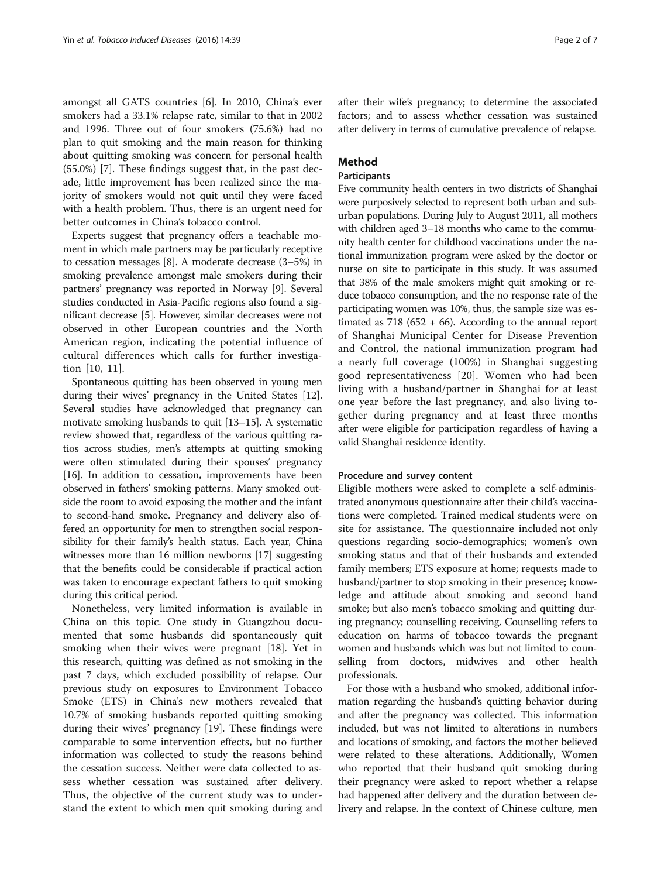amongst all GATS countries [6]. In 2010, China's ever smokers had a 33.1% relapse rate, similar to that in 2002 and 1996. Three out of four smokers (75.6%) had no plan to quit smoking and the main reason for thinking about quitting smoking was concern for personal health (55.0%) [7]. These findings suggest that, in the past decade, little improvement has been realized since the majority of smokers would not quit until they were faced with a health problem. Thus, there is an urgent need for better outcomes in China's tobacco control.

Experts suggest that pregnancy offers a teachable moment in which male partners may be particularly receptive to cessation messages [8]. A moderate decrease (3–5%) in smoking prevalence amongst male smokers during their partners' pregnancy was reported in Norway [9]. Several studies conducted in Asia-Pacific regions also found a significant decrease [5]. However, similar decreases were not observed in other European countries and the North American region, indicating the potential influence of cultural differences which calls for further investigation [10, 11].

Spontaneous quitting has been observed in young men during their wives' pregnancy in the United States [12]. Several studies have acknowledged that pregnancy can motivate smoking husbands to quit [13–15]. A systematic review showed that, regardless of the various quitting ratios across studies, men's attempts at quitting smoking were often stimulated during their spouses' pregnancy [16]. In addition to cessation, improvements have been observed in fathers' smoking patterns. Many smoked outside the room to avoid exposing the mother and the infant to second-hand smoke. Pregnancy and delivery also offered an opportunity for men to strengthen social responsibility for their family's health status. Each year, China witnesses more than 16 million newborns [17] suggesting that the benefits could be considerable if practical action was taken to encourage expectant fathers to quit smoking during this critical period.

Nonetheless, very limited information is available in China on this topic. One study in Guangzhou documented that some husbands did spontaneously quit smoking when their wives were pregnant [18]. Yet in this research, quitting was defined as not smoking in the past 7 days, which excluded possibility of relapse. Our previous study on exposures to Environment Tobacco Smoke (ETS) in China's new mothers revealed that 10.7% of smoking husbands reported quitting smoking during their wives' pregnancy [19]. These findings were comparable to some intervention effects, but no further information was collected to study the reasons behind the cessation success. Neither were data collected to assess whether cessation was sustained after delivery. Thus, the objective of the current study was to understand the extent to which men quit smoking during and after their wife's pregnancy; to determine the associated factors; and to assess whether cessation was sustained after delivery in terms of cumulative prevalence of relapse.

## Method

### Participants

Five community health centers in two districts of Shanghai were purposively selected to represent both urban and suburban populations. During July to August 2011, all mothers with children aged 3–18 months who came to the community health center for childhood vaccinations under the national immunization program were asked by the doctor or nurse on site to participate in this study. It was assumed that 38% of the male smokers might quit smoking or reduce tobacco consumption, and the no response rate of the participating women was 10%, thus, the sample size was estimated as 718 (652 + 66). According to the annual report of Shanghai Municipal Center for Disease Prevention and Control, the national immunization program had a nearly full coverage (100%) in Shanghai suggesting good representativeness [20]. Women who had been living with a husband/partner in Shanghai for at least one year before the last pregnancy, and also living together during pregnancy and at least three months after were eligible for participation regardless of having a valid Shanghai residence identity.

### Procedure and survey content

Eligible mothers were asked to complete a self-administrated anonymous questionnaire after their child's vaccinations were completed. Trained medical students were on site for assistance. The questionnaire included not only questions regarding socio-demographics; women's own smoking status and that of their husbands and extended family members; ETS exposure at home; requests made to husband/partner to stop smoking in their presence; knowledge and attitude about smoking and second hand smoke; but also men's tobacco smoking and quitting during pregnancy; counselling receiving. Counselling refers to education on harms of tobacco towards the pregnant women and husbands which was but not limited to counselling from doctors, midwives and other health professionals.

For those with a husband who smoked, additional information regarding the husband's quitting behavior during and after the pregnancy was collected. This information included, but was not limited to alterations in numbers and locations of smoking, and factors the mother believed were related to these alterations. Additionally, Women who reported that their husband quit smoking during their pregnancy were asked to report whether a relapse had happened after delivery and the duration between delivery and relapse. In the context of Chinese culture, men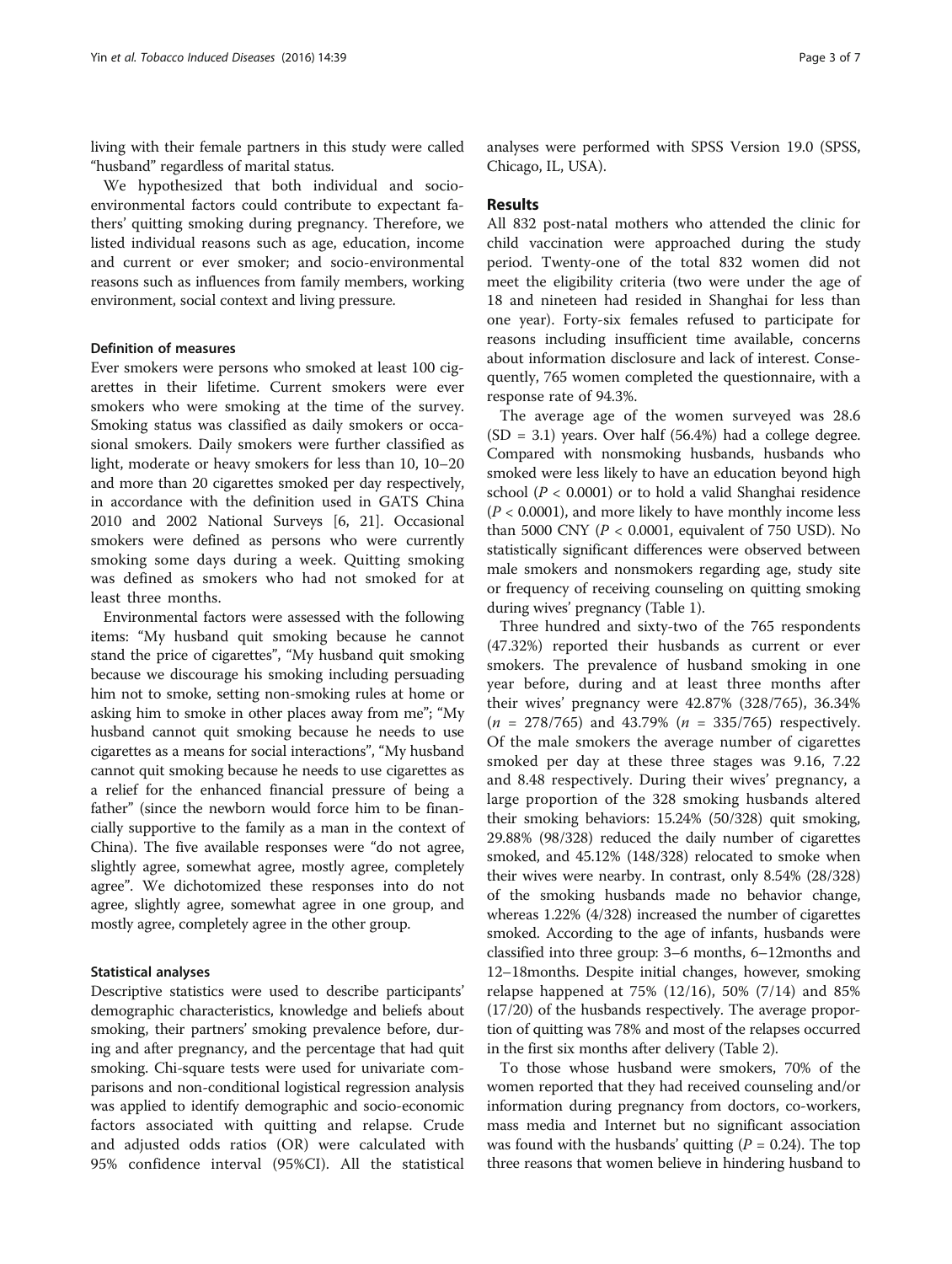living with their female partners in this study were called "husband" regardless of marital status.

We hypothesized that both individual and socio-environmental factors could contribute to expectant fathers' quitting smoking during pregnancy. Therefore, we listed individual reasons such as age, education, income and current or ever smoker; and socio-environmental reasons such as influences from family members, working environment, social context and living pressure.

### Definition of measures

Ever smokers were persons who smoked at least 100 cigarettes in their lifetime. Current smokers were ever smokers who were smoking at the time of the survey. Smoking status was classified as daily smokers or occasional smokers. Daily smokers were further classified as light, moderate or heavy smokers for less than 10, 10–20 and more than 20 cigarettes smoked per day respectively, in accordance with the definition used in GATS China 2010 and 2002 National Surveys [6, 21]. Occasional smokers were defined as persons who were currently smoking some days during a week. Quitting smoking was defined as smokers who had not smoked for at least three months.

Environmental factors were assessed with the following items: "My husband quit smoking because he cannot stand the price of cigarettes", "My husband quit smoking because we discourage his smoking including persuading him not to smoke, setting non-smoking rules at home or asking him to smoke in other places away from me"; "My husband cannot quit smoking because he needs to use cigarettes as a means for social interactions", "My husband cannot quit smoking because he needs to use cigarettes as a relief for the enhanced financial pressure of being a father" (since the newborn would force him to be financially supportive to the family as a man in the context of China). The five available responses were "do not agree, slightly agree, somewhat agree, mostly agree, completely agree". We dichotomized these responses into do not agree, slightly agree, somewhat agree in one group, and mostly agree, completely agree in the other group.

### Statistical analyses

Descriptive statistics were used to describe participants' demographic characteristics, knowledge and beliefs about smoking, their partners' smoking prevalence before, during and after pregnancy, and the percentage that had quit smoking. Chi-square tests were used for univariate comparisons and non-conditional logistical regression analysis was applied to identify demographic and socio-economic factors associated with quitting and relapse. Crude and adjusted odds ratios (OR) were calculated with 95% confidence interval (95%CI). All the statistical analyses were performed with SPSS Version 19.0 (SPSS, Chicago, IL, USA).

## Results

All 832 post-natal mothers who attended the clinic for child vaccination were approached during the study period. Twenty-one of the total 832 women did not meet the eligibility criteria (two were under the age of 18 and nineteen had resided in Shanghai for less than one year). Forty-six females refused to participate for reasons including insufficient time available, concerns about information disclosure and lack of interest. Consequently, 765 women completed the questionnaire, with a response rate of 94.3%.

The average age of the women surveyed was 28.6 (SD = 3.1) years. Over half (56.4%) had a college degree. Compared with nonsmoking husbands, husbands who smoked were less likely to have an education beyond high school ($P < 0.0001$) or to hold a valid Shanghai residence ($P < 0.0001$), and more likely to have monthly income less than 5000 CNY ($P < 0.0001$, equivalent of 750 USD). No statistically significant differences were observed between male smokers and nonsmokers regarding age, study site or frequency of receiving counseling on quitting smoking during wives' pregnancy (Table 1).

Three hundred and sixty-two of the 765 respondents (47.32%) reported their husbands as current or ever smokers. The prevalence of husband smoking in one year before, during and at least three months after their wives' pregnancy were 42.87% (328/765), 36.34% ($n$ = 278/765) and 43.79% ($n$ = 335/765) respectively. Of the male smokers the average number of cigarettes smoked per day at these three stages was 9.16, 7.22 and 8.48 respectively. During their wives' pregnancy, a large proportion of the 328 smoking husbands altered their smoking behaviors: 15.24% (50/328) quit smoking, 29.88% (98/328) reduced the daily number of cigarettes smoked, and 45.12% (148/328) relocated to smoke when their wives were nearby. In contrast, only 8.54% (28/328) of the smoking husbands made no behavior change, whereas 1.22% (4/328) increased the number of cigarettes smoked. According to the age of infants, husbands were classified into three group: 3–6 months, 6–12months and 12–18months. Despite initial changes, however, smoking relapse happened at 75% (12/16), 50% (7/14) and 85% (17/20) of the husbands respectively. The average proportion of quitting was 78% and most of the relapses occurred in the first six months after delivery (Table 2).

To those whose husband were smokers, 70% of the women reported that they had received counseling and/or information during pregnancy from doctors, co-workers, mass media and Internet but no significant association was found with the husbands' quitting ($P = 0.24$). The top three reasons that women believe in hindering husband to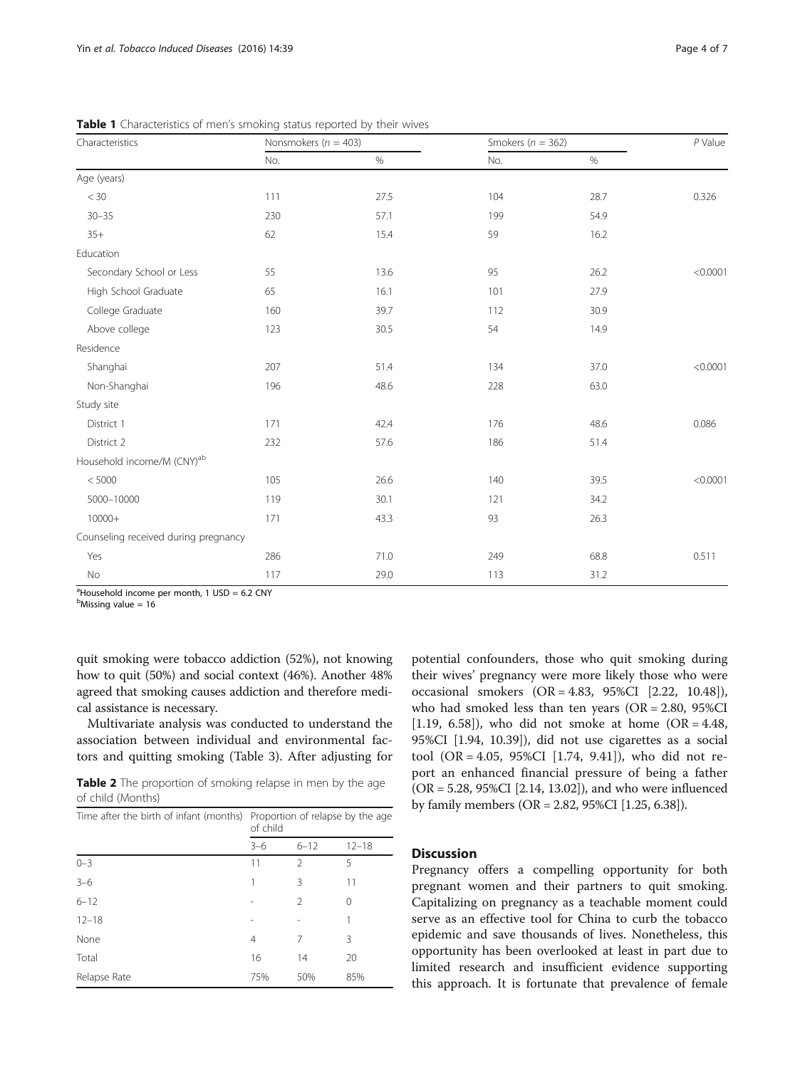**Table 1** Characteristics of men's smoking status reported by their wives

| Characteristics | Nonsmokers ($n$ = 403) | | Smokers ($n$ = 362) | | $P$ Value |
|---|---|---|---|---|---|
| | No. | % | No. | % | |
| Age (years) | | | | | |
| < 30 | 111 | 27.5 | 104 | 28.7 | 0.326 |
| 30–35 | 230 | 57.1 | 199 | 54.9 | |
| 35+ | 62 | 15.4 | 59 | 16.2 | |
| Education | | | | | |
| Secondary School or Less | 55 | 13.6 | 95 | 26.2 | <0.0001 |
| High School Graduate | 65 | 16.1 | 101 | 27.9 | |
| College Graduate | 160 | 39.7 | 112 | 30.9 | |
| Above college | 123 | 30.5 | 54 | 14.9 | |
| Residence | | | | | |
| Shanghai | 207 | 51.4 | 134 | 37.0 | <0.0001 |
| Non-Shanghai | 196 | 48.6 | 228 | 63.0 | |
| Study site | | | | | |
| District 1 | 171 | 42.4 | 176 | 48.6 | 0.086 |
| District 2 | 232 | 57.6 | 186 | 51.4 | |
| Household income/M (CNY)[ab] | | | | | |
| < 5000 | 105 | 26.6 | 140 | 39.5 | <0.0001 |
| 5000–10000 | 119 | 30.1 | 121 | 34.2 | |
| 10000+ | 171 | 43.3 | 93 | 26.3 | |
| Counseling received during pregnancy | | | | | |
| Yes | 286 | 71.0 | 249 | 68.8 | 0.511 |
| No | 117 | 29.0 | 113 | 31.2 | |

[a]Household income per month, 1 USD = 6.2 CNY
[b]Missing value = 16

quit smoking were tobacco addiction (52%), not knowing how to quit (50%) and social context (46%). Another 48% agreed that smoking causes addiction and therefore medical assistance is necessary.

Multivariate analysis was conducted to understand the association between individual and environmental factors and quitting smoking (Table 3). After adjusting for potential confounders, those who quit smoking during their wives' pregnancy were more likely those who were occasional smokers (OR = 4.83, 95%CI [2.22, 10.48]), who had smoked less than ten years (OR = 2.80, 95%CI [1.19, 6.58]), who did not smoke at home (OR = 4.48, 95%CI [1.94, 10.39]), did not use cigarettes as a social tool (OR = 4.05, 95%CI [1.74, 9.41]), who did not report an enhanced financial pressure of being a father (OR = 5.28, 95%CI [2.14, 13.02]), and who were influenced by family members (OR = 2.82, 95%CI [1.25, 6.38]).

**Table 2** The proportion of smoking relapse in men by the age of child (Months)

| Time after the birth of infant (months) | Proportion of relapse by the age of child | | |
|---|---|---|---|
| | 3–6 | 6–12 | 12–18 |
| 0–3 | 11 | 2 | 5 |
| 3–6 | 1 | 3 | 11 |
| 6–12 | - | 2 | 0 |
| 12–18 | - | - | 1 |
| None | 4 | 7 | 3 |
| Total | 16 | 14 | 20 |
| Relapse Rate | 75% | 50% | 85% |

## Discussion

Pregnancy offers a compelling opportunity for both pregnant women and their partners to quit smoking. Capitalizing on pregnancy as a teachable moment could serve as an effective tool for China to curb the tobacco epidemic and save thousands of lives. Nonetheless, this opportunity has been overlooked at least in part due to limited research and insufficient evidence supporting this approach. It is fortunate that prevalence of female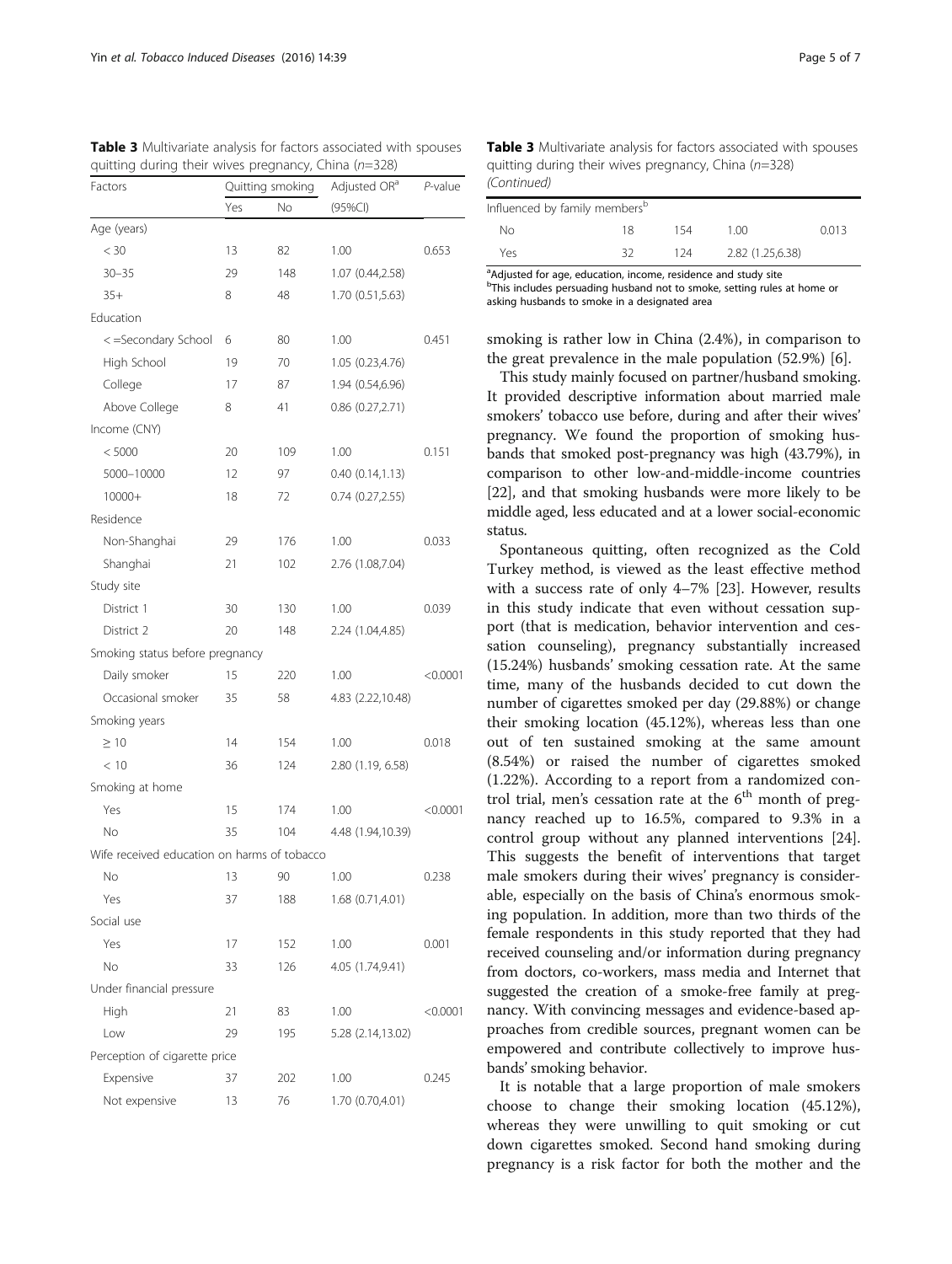**Table 3** Multivariate analysis for factors associated with spouses quitting during their wives pregnancy, China ($n$=328)

| Factors | Quitting smoking | | Adjusted OR[a] | $P$-value |
|---|---|---|---|---|
| | Yes | No | (95%CI) | |
| Age (years) | | | | |
| < 30 | 13 | 82 | 1.00 | 0.653 |
| 30–35 | 29 | 148 | 1.07 (0.44,2.58) | |
| 35+ | 8 | 48 | 1.70 (0.51,5.63) | |
| Education | | | | |
| <=Secondary School | 6 | 80 | 1.00 | 0.451 |
| High School | 19 | 70 | 1.05 (0.23,4.76) | |
| College | 17 | 87 | 1.94 (0.54,6.96) | |
| Above College | 8 | 41 | 0.86 (0.27,2.71) | |
| Income (CNY) | | | | |
| < 5000 | 20 | 109 | 1.00 | 0.151 |
| 5000–10000 | 12 | 97 | 0.40 (0.14,1.13) | |
| 10000+ | 18 | 72 | 0.74 (0.27,2.55) | |
| Residence | | | | |
| Non-Shanghai | 29 | 176 | 1.00 | 0.033 |
| Shanghai | 21 | 102 | 2.76 (1.08,7.04) | |
| Study site | | | | |
| District 1 | 30 | 130 | 1.00 | 0.039 |
| District 2 | 20 | 148 | 2.24 (1.04,4.85) | |
| Smoking status before pregnancy | | | | |
| Daily smoker | 15 | 220 | 1.00 | <0.0001 |
| Occasional smoker | 35 | 58 | 4.83 (2.22,10.48) | |
| Smoking years | | | | |
| ≥ 10 | 14 | 154 | 1.00 | 0.018 |
| < 10 | 36 | 124 | 2.80 (1.19, 6.58) | |
| Smoking at home | | | | |
| Yes | 15 | 174 | 1.00 | <0.0001 |
| No | 35 | 104 | 4.48 (1.94,10.39) | |
| Wife received education on harms of tobacco | | | | |
| No | 13 | 90 | 1.00 | 0.238 |
| Yes | 37 | 188 | 1.68 (0.71,4.01) | |
| Social use | | | | |
| Yes | 17 | 152 | 1.00 | 0.001 |
| No | 33 | 126 | 4.05 (1.74,9.41) | |
| Under financial pressure | | | | |
| High | 21 | 83 | 1.00 | <0.0001 |
| Low | 29 | 195 | 5.28 (2.14,13.02) | |
| Perception of cigarette price | | | | |
| Expensive | 37 | 202 | 1.00 | 0.245 |
| Not expensive | 13 | 76 | 1.70 (0.70,4.01) | |
| Influenced by family members[b] | | | | |
| No | 18 | 154 | 1.00 | 0.013 |
| Yes | 32 | 124 | 2.82 (1.25,6.38) | |

[a]Adjusted for age, education, income, residence and study site
[b]This includes persuading husband not to smoke, setting rules at home or asking husbands to smoke in a designated area

smoking is rather low in China (2.4%), in comparison to the great prevalence in the male population (52.9%) [6].

This study mainly focused on partner/husband smoking. It provided descriptive information about married male smokers' tobacco use before, during and after their wives' pregnancy. We found the proportion of smoking husbands that smoked post-pregnancy was high (43.79%), in comparison to other low-and-middle-income countries [22], and that smoking husbands were more likely to be middle aged, less educated and at a lower social-economic status.

Spontaneous quitting, often recognized as the Cold Turkey method, is viewed as the least effective method with a success rate of only 4–7% [23]. However, results in this study indicate that even without cessation support (that is medication, behavior intervention and cessation counseling), pregnancy substantially increased (15.24%) husbands' smoking cessation rate. At the same time, many of the husbands decided to cut down the number of cigarettes smoked per day (29.88%) or change their smoking location (45.12%), whereas less than one out of ten sustained smoking at the same amount (8.54%) or raised the number of cigarettes smoked (1.22%). According to a report from a randomized control trial, men's cessation rate at the 6th month of pregnancy reached up to 16.5%, compared to 9.3% in a control group without any planned interventions [24]. This suggests the benefit of interventions that target male smokers during their wives' pregnancy is considerable, especially on the basis of China's enormous smoking population. In addition, more than two thirds of the female respondents in this study reported that they had received counseling and/or information during pregnancy from doctors, co-workers, mass media and Internet that suggested the creation of a smoke-free family at pregnancy. With convincing messages and evidence-based approaches from credible sources, pregnant women can be empowered and contribute collectively to improve husbands' smoking behavior.

It is notable that a large proportion of male smokers choose to change their smoking location (45.12%), whereas they were unwilling to quit smoking or cut down cigarettes smoked. Second hand smoking during pregnancy is a risk factor for both the mother and the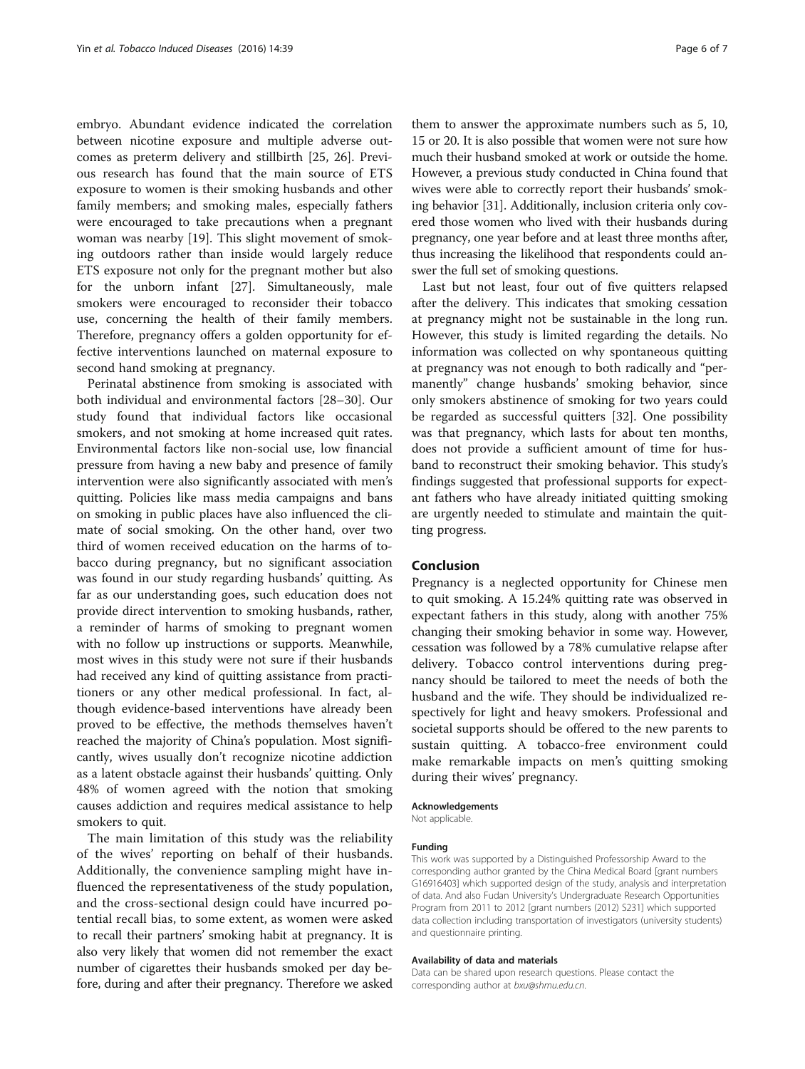embryo. Abundant evidence indicated the correlation between nicotine exposure and multiple adverse outcomes as preterm delivery and stillbirth [25, 26]. Previous research has found that the main source of ETS exposure to women is their smoking husbands and other family members; and smoking males, especially fathers were encouraged to take precautions when a pregnant woman was nearby [19]. This slight movement of smoking outdoors rather than inside would largely reduce ETS exposure not only for the pregnant mother but also for the unborn infant [27]. Simultaneously, male smokers were encouraged to reconsider their tobacco use, concerning the health of their family members. Therefore, pregnancy offers a golden opportunity for effective interventions launched on maternal exposure to second hand smoking at pregnancy.

Perinatal abstinence from smoking is associated with both individual and environmental factors [28–30]. Our study found that individual factors like occasional smokers, and not smoking at home increased quit rates. Environmental factors like non-social use, low financial pressure from having a new baby and presence of family intervention were also significantly associated with men's quitting. Policies like mass media campaigns and bans on smoking in public places have also influenced the climate of social smoking. On the other hand, over two third of women received education on the harms of tobacco during pregnancy, but no significant association was found in our study regarding husbands' quitting. As far as our understanding goes, such education does not provide direct intervention to smoking husbands, rather, a reminder of harms of smoking to pregnant women with no follow up instructions or supports. Meanwhile, most wives in this study were not sure if their husbands had received any kind of quitting assistance from practitioners or any other medical professional. In fact, although evidence-based interventions have already been proved to be effective, the methods themselves haven't reached the majority of China's population. Most significantly, wives usually don't recognize nicotine addiction as a latent obstacle against their husbands' quitting. Only 48% of women agreed with the notion that smoking causes addiction and requires medical assistance to help smokers to quit.

The main limitation of this study was the reliability of the wives' reporting on behalf of their husbands. Additionally, the convenience sampling might have influenced the representativeness of the study population, and the cross-sectional design could have incurred potential recall bias, to some extent, as women were asked to recall their partners' smoking habit at pregnancy. It is also very likely that women did not remember the exact number of cigarettes their husbands smoked per day before, during and after their pregnancy. Therefore we asked them to answer the approximate numbers such as 5, 10, 15 or 20. It is also possible that women were not sure how much their husband smoked at work or outside the home. However, a previous study conducted in China found that wives were able to correctly report their husbands' smoking behavior [31]. Additionally, inclusion criteria only covered those women who lived with their husbands during pregnancy, one year before and at least three months after, thus increasing the likelihood that respondents could answer the full set of smoking questions.

Last but not least, four out of five quitters relapsed after the delivery. This indicates that smoking cessation at pregnancy might not be sustainable in the long run. However, this study is limited regarding the details. No information was collected on why spontaneous quitting at pregnancy was not enough to both radically and "permanently" change husbands' smoking behavior, since only smokers abstinence of smoking for two years could be regarded as successful quitters [32]. One possibility was that pregnancy, which lasts for about ten months, does not provide a sufficient amount of time for husband to reconstruct their smoking behavior. This study's findings suggested that professional supports for expectant fathers who have already initiated quitting smoking are urgently needed to stimulate and maintain the quitting progress.

## Conclusion

Pregnancy is a neglected opportunity for Chinese men to quit smoking. A 15.24% quitting rate was observed in expectant fathers in this study, along with another 75% changing their smoking behavior in some way. However, cessation was followed by a 78% cumulative relapse after delivery. Tobacco control interventions during pregnancy should be tailored to meet the needs of both the husband and the wife. They should be individualized respectively for light and heavy smokers. Professional and societal supports should be offered to the new parents to sustain quitting. A tobacco-free environment could make remarkable impacts on men's quitting smoking during their wives' pregnancy.

#### Acknowledgements

Not applicable.

#### Funding

This work was supported by a Distinguished Professorship Award to the corresponding author granted by the China Medical Board [grant numbers G16916403] which supported design of the study, analysis and interpretation of data. And also Fudan University's Undergraduate Research Opportunities Program from 2011 to 2012 [grant numbers (2012) S231] which supported data collection including transportation of investigators (university students) and questionnaire printing.

#### Availability of data and materials

Data can be shared upon research questions. Please contact the corresponding author at *bxu@shmu.edu.cn*.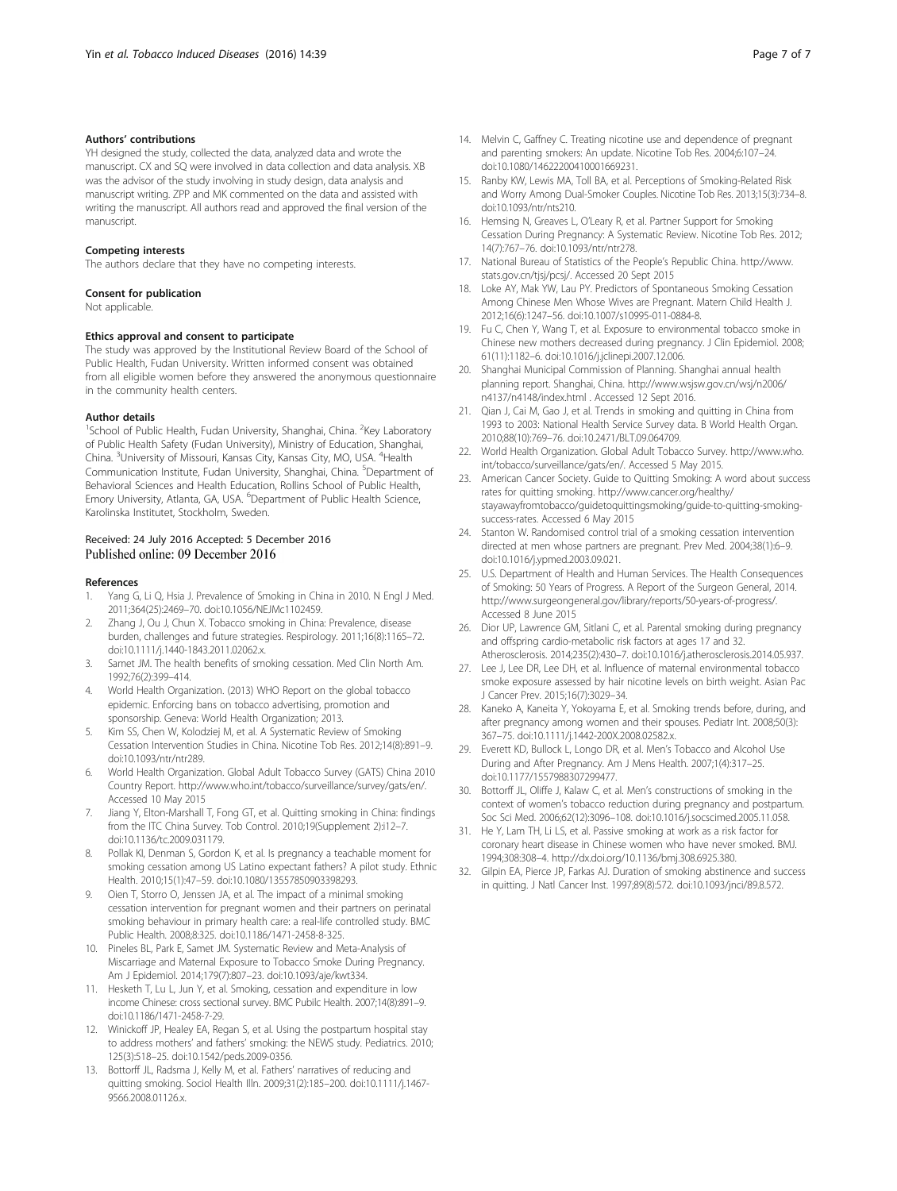#### Authors' contributions

YH designed the study, collected the data, analyzed data and wrote the manuscript. CX and SQ were involved in data collection and data analysis. XB was the advisor of the study involving in study design, data analysis and manuscript writing. ZPP and MK commented on the data and assisted with writing the manuscript. All authors read and approved the final version of the manuscript.

#### Competing interests

The authors declare that they have no competing interests.

#### Consent for publication

Not applicable.

#### Ethics approval and consent to participate

The study was approved by the Institutional Review Board of the School of Public Health, Fudan University. Written informed consent was obtained from all eligible women before they answered the anonymous questionnaire in the community health centers.

#### Author details

[1]School of Public Health, Fudan University, Shanghai, China. [2]Key Laboratory of Public Health Safety (Fudan University), Ministry of Education, Shanghai, China. [3]University of Missouri, Kansas City, Kansas City, MO, USA. [4]Health Communication Institute, Fudan University, Shanghai, China. [5]Department of Behavioral Sciences and Health Education, Rollins School of Public Health, Emory University, Atlanta, GA, USA. [6]Department of Public Health Science, Karolinska Institutet, Stockholm, Sweden.

Received: 24 July 2016 Accepted: 5 December 2016
Published online: 09 December 2016

#### References

1. Yang G, Li Q, Hsia J. Prevalence of Smoking in China in 2010. N Engl J Med. 2011;364(25):2469–70. doi:10.1056/NEJMc1102459.
2. Zhang J, Ou J, Chun X. Tobacco smoking in China: Prevalence, disease burden, challenges and future strategies. Respirology. 2011;16(8):1165–72. doi:10.1111/j.1440-1843.2011.02062.x.
3. Samet JM. The health benefits of smoking cessation. Med Clin North Am. 1992;76(2):399–414.
4. World Health Organization. (2013) WHO Report on the global tobacco epidemic. Enforcing bans on tobacco advertising, promotion and sponsorship. Geneva: World Health Organization; 2013.
5. Kim SS, Chen W, Kolodziej M, et al. A Systematic Review of Smoking Cessation Intervention Studies in China. Nicotine Tob Res. 2012;14(8):891–9. doi:10.1093/ntr/ntr289.
6. World Health Organization. Global Adult Tobacco Survey (GATS) China 2010 Country Report. http://www.who.int/tobacco/surveillance/survey/gats/en/. Accessed 10 May 2015
7. Jiang Y, Elton-Marshall T, Fong GT, et al. Quitting smoking in China: findings from the ITC China Survey. Tob Control. 2010;19(Supplement 2):i12–7. doi:10.1136/tc.2009.031179.
8. Pollak KI, Denman S, Gordon K, et al. Is pregnancy a teachable moment for smoking cessation among US Latino expectant fathers? A pilot study. Ethnic Health. 2010;15(1):47–59. doi:10.1080/13557850903398293.
9. Oien T, Storro O, Jenssen JA, et al. The impact of a minimal smoking cessation intervention for pregnant women and their partners on perinatal smoking behaviour in primary health care: a real-life controlled study. BMC Public Health. 2008;8:325. doi:10.1186/1471-2458-8-325.
10. Pineles BL, Park E, Samet JM. Systematic Review and Meta-Analysis of Miscarriage and Maternal Exposure to Tobacco Smoke During Pregnancy. Am J Epidemiol. 2014;179(7):807–23. doi:10.1093/aje/kwt334.
11. Hesketh T, Lu L, Jun Y, et al. Smoking, cessation and expenditure in low income Chinese: cross sectional survey. BMC Pubilc Health. 2007;14(8):891–9. doi:10.1186/1471-2458-7-29.
12. Winickoff JP, Healey EA, Regan S, et al. Using the postpartum hospital stay to address mothers' and fathers' smoking: the NEWS study. Pediatrics. 2010; 125(3):518–25. doi:10.1542/peds.2009-0356.
13. Bottorff JL, Radsma J, Kelly M, et al. Fathers' narratives of reducing and quitting smoking. Sociol Health Illn. 2009;31(2):185–200. doi:10.1111/j.1467-9566.2008.01126.x.
14. Melvin C, Gaffney C. Treating nicotine use and dependence of pregnant and parenting smokers: An update. Nicotine Tob Res. 2004;6:107–24. doi:10.1080/14622200410001669231.
15. Ranby KW, Lewis MA, Toll BA, et al. Perceptions of Smoking-Related Risk and Worry Among Dual-Smoker Couples. Nicotine Tob Res. 2013;15(3):734–8. doi:10.1093/ntr/nts210.
16. Hemsing N, Greaves L, O'Leary R, et al. Partner Support for Smoking Cessation During Pregnancy: A Systematic Review. Nicotine Tob Res. 2012; 14(7):767–76. doi:10.1093/ntr/ntr278.
17. National Bureau of Statistics of the People's Republic China. http://www.stats.gov.cn/tjsj/pcsj/. Accessed 20 Sept 2015
18. Loke AY, Mak YW, Lau PY. Predictors of Spontaneous Smoking Cessation Among Chinese Men Whose Wives are Pregnant. Matern Child Health J. 2012;16(6):1247–56. doi:10.1007/s10995-011-0884-8.
19. Fu C, Chen Y, Wang T, et al. Exposure to environmental tobacco smoke in Chinese new mothers decreased during pregnancy. J Clin Epidemiol. 2008; 61(11):1182–6. doi:10.1016/j.jclinepi.2007.12.006.
20. Shanghai Municipal Commission of Planning. Shanghai annual health planning report. Shanghai, China. http://www.wsjsw.gov.cn/wsj/n2006/n4137/n4148/index.html . Accessed 12 Sept 2016.
21. Qian J, Cai M, Gao J, et al. Trends in smoking and quitting in China from 1993 to 2003: National Health Service Survey data. B World Health Organ. 2010;88(10):769–76. doi:10.2471/BLT.09.064709.
22. World Health Organization. Global Adult Tobacco Survey. http://www.who.int/tobacco/surveillance/gats/en/. Accessed 5 May 2015.
23. American Cancer Society. Guide to Quitting Smoking: A word about success rates for quitting smoking. http://www.cancer.org/healthy/stayawayfromtobacco/guidetoquittingsmoking/guide-to-quitting-smoking-success-rates. Accessed 6 May 2015
24. Stanton W. Randomised control trial of a smoking cessation intervention directed at men whose partners are pregnant. Prev Med. 2004;38(1):6–9. doi:10.1016/j.ypmed.2003.09.021.
25. U.S. Department of Health and Human Services. The Health Consequences of Smoking: 50 Years of Progress. A Report of the Surgeon General, 2014. http://www.surgeongeneral.gov/library/reports/50-years-of-progress/. Accessed 8 June 2015
26. Dior UP, Lawrence GM, Sitlani C, et al. Parental smoking during pregnancy and offspring cardio-metabolic risk factors at ages 17 and 32. Atherosclerosis. 2014;235(2):430–7. doi:10.1016/j.atherosclerosis.2014.05.937.
27. Lee J, Lee DR, Lee DH, et al. Influence of maternal environmental tobacco smoke exposure assessed by hair nicotine levels on birth weight. Asian Pac J Cancer Prev. 2015;16(7):3029–34.
28. Kaneko A, Kaneita Y, Yokoyama E, et al. Smoking trends before, during, and after pregnancy among women and their spouses. Pediatr Int. 2008;50(3): 367–75. doi:10.1111/j.1442-200X.2008.02582.x.
29. Everett KD, Bullock L, Longo DR, et al. Men's Tobacco and Alcohol Use During and After Pregnancy. Am J Mens Health. 2007;1(4):317–25. doi:10.1177/1557988307299477.
30. Bottorff JL, Oliffe J, Kalaw C, et al. Men's constructions of smoking in the context of women's tobacco reduction during pregnancy and postpartum. Soc Sci Med. 2006;62(12):3096–108. doi:10.1016/j.socscimed.2005.11.058.
31. He Y, Lam TH, Li LS, et al. Passive smoking at work as a risk factor for coronary heart disease in Chinese women who have never smoked. BMJ. 1994;308:308–4. http://dx.doi.org/10.1136/bmj.308.6925.380.
32. Gilpin EA, Pierce JP, Farkas AJ. Duration of smoking abstinence and success in quitting. J Natl Cancer Inst. 1997;89(8):572. doi:10.1093/jnci/89.8.572.